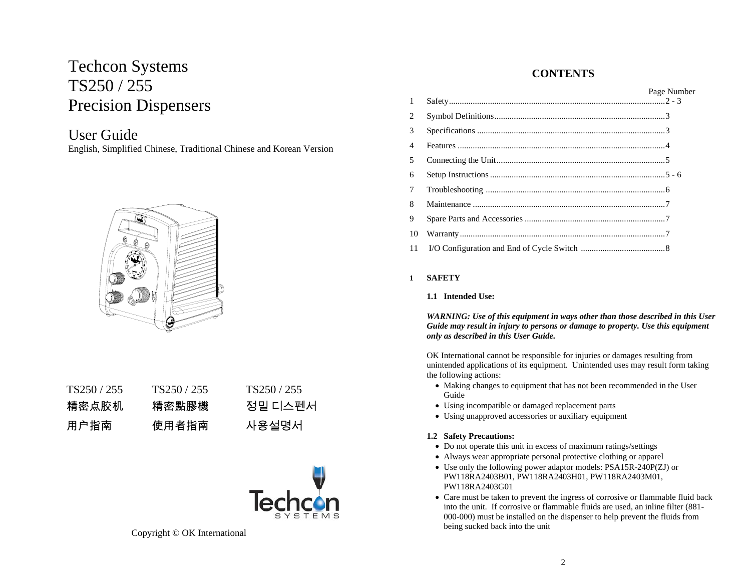// Techcon Systems
TS250 / 255
Precision Dispensers

## User Guide

English, Simplified Chinese, Traditional Chinese and Korean Version

TS250 / 255
精密点胶机
用户指南

TS250 / 255
精密點膠機
使用者指南

TS250 / 255
정밀 디스펜서
사용설명서

Copyright © OK International

## CONTENTS

| | | Page Number |
|---|---|---|
| 1 | Safety | 2 - 3 |
| 2 | Symbol Definitions | 3 |
| 3 | Specifications | 3 |
| 4 | Features | 4 |
| 5 | Connecting the Unit | 5 |
| 6 | Setup Instructions | 5 - 6 |
| 7 | Troubleshooting | 6 |
| 8 | Maintenance | 7 |
| 9 | Spare Parts and Accessories | 7 |
| 10 | Warranty | 7 |
| 11 | I/O Configuration and End of Cycle Switch | 8 |

## 1 SAFETY

### 1.1 Intended Use:

***WARNING: Use of this equipment in ways other than those described in this User Guide may result in injury to persons or damage to property. Use this equipment only as described in this User Guide.***

OK International cannot be responsible for injuries or damages resulting from unintended applications of its equipment. Unintended uses may result form taking the following actions:

- Making changes to equipment that has not been recommended in the User Guide
- Using incompatible or damaged replacement parts
- Using unapproved accessories or auxiliary equipment

### 1.2 Safety Precautions:

- Do not operate this unit in excess of maximum ratings/settings
- Always wear appropriate personal protective clothing or apparel
- Use only the following power adaptor models: PSA15R-240P(ZJ) or PW118RA2403B01, PW118RA2403H01, PW118RA2403M01, PW118RA2403G01
- Care must be taken to prevent the ingress of corrosive or flammable fluid back into the unit. If corrosive or flammable fluids are used, an inline filter (881-000-000) must be installed on the dispenser to help prevent the fluids from being sucked back into the unit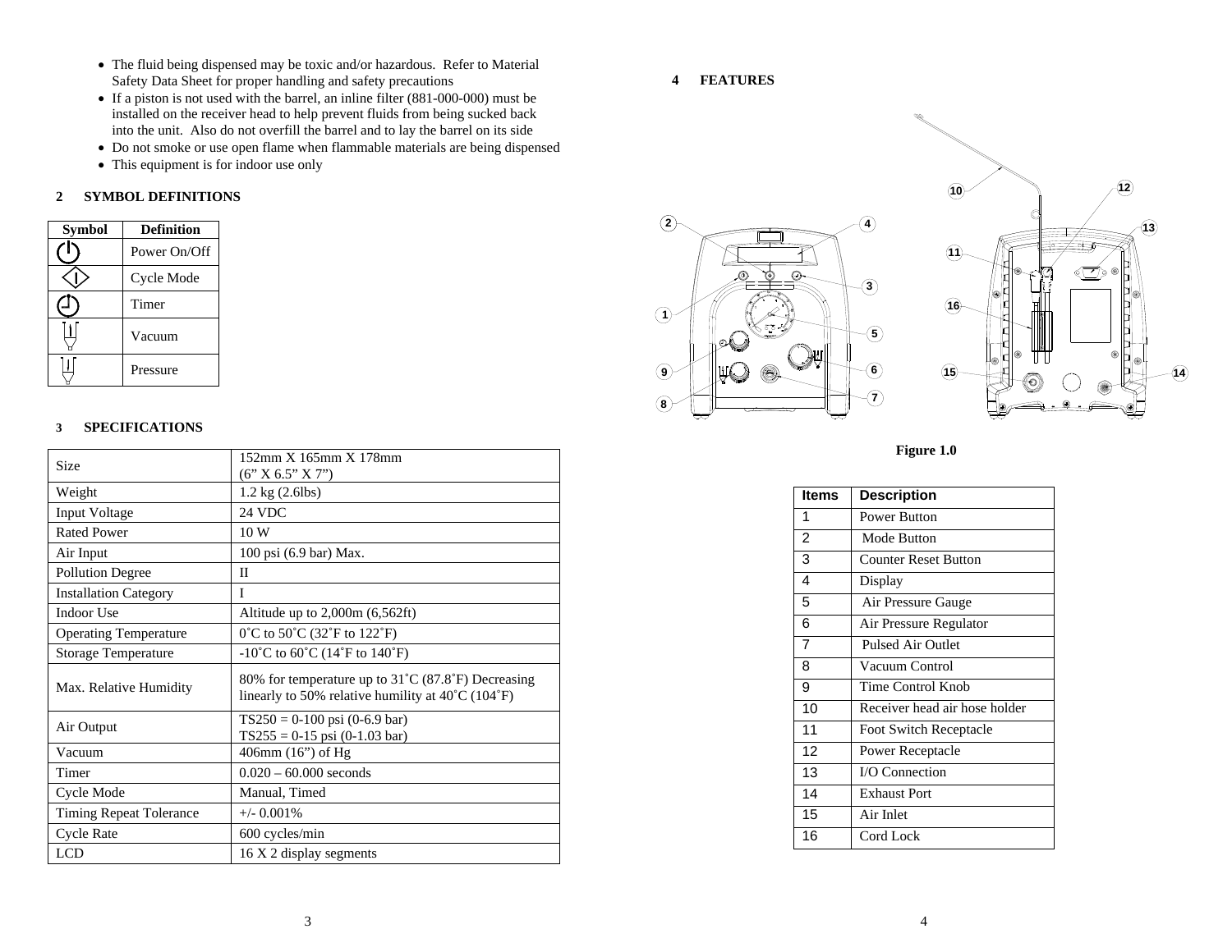- The fluid being dispensed may be toxic and/or hazardous. Refer to Material Safety Data Sheet for proper handling and safety precautions
- If a piston is not used with the barrel, an inline filter (881-000-000) must be installed on the receiver head to help prevent fluids from being sucked back into the unit. Also do not overfill the barrel and to lay the barrel on its side
- Do not smoke or use open flame when flammable materials are being dispensed
- This equipment is for indoor use only

## 2 SYMBOL DEFINITIONS

| Symbol | Definition |
|---|---|
| ⏻ | Power On/Off |
| ◇ | Cycle Mode |
| ⏲ | Timer |
|  | Vacuum |
|  | Pressure |

## 3 SPECIFICATIONS

| | |
|---|---|
| Size | 152mm X 165mm X 178mm (6” X 6.5” X 7”) |
| Weight | 1.2 kg (2.6lbs) |
| Input Voltage | 24 VDC |
| Rated Power | 10 W |
| Air Input | 100 psi (6.9 bar) Max. |
| Pollution Degree | II |
| Installation Category | I |
| Indoor Use | Altitude up to 2,000m (6,562ft) |
| Operating Temperature | 0˚C to 50˚C (32˚F to 122˚F) |
| Storage Temperature | -10˚C to 60˚C (14˚F to 140˚F) |
| Max. Relative Humidity | 80% for temperature up to 31˚C (87.8˚F) Decreasing linearly to 50% relative humility at 40˚C (104˚F) |
| Air Output | TS250 = 0-100 psi (0-6.9 bar) TS255 = 0-15 psi (0-1.03 bar) |
| Vacuum | 406mm (16”) of Hg |
| Timer | 0.020 – 60.000 seconds |
| Cycle Mode | Manual, Timed |
| Timing Repeat Tolerance | +/- 0.001% |
| Cycle Rate | 600 cycles/min |
| LCD | 16 X 2 display segments |

## 4 FEATURES

Figure 1.0

| Items | Description |
|---|---|
| 1 | Power Button |
| 2 | Mode Button |
| 3 | Counter Reset Button |
| 4 | Display |
| 5 | Air Pressure Gauge |
| 6 | Air Pressure Regulator |
| 7 | Pulsed Air Outlet |
| 8 | Vacuum Control |
| 9 | Time Control Knob |
| 10 | Receiver head air hose holder |
| 11 | Foot Switch Receptacle |
| 12 | Power Receptacle |
| 13 | I/O Connection |
| 14 | Exhaust Port |
| 15 | Air Inlet |
| 16 | Cord Lock |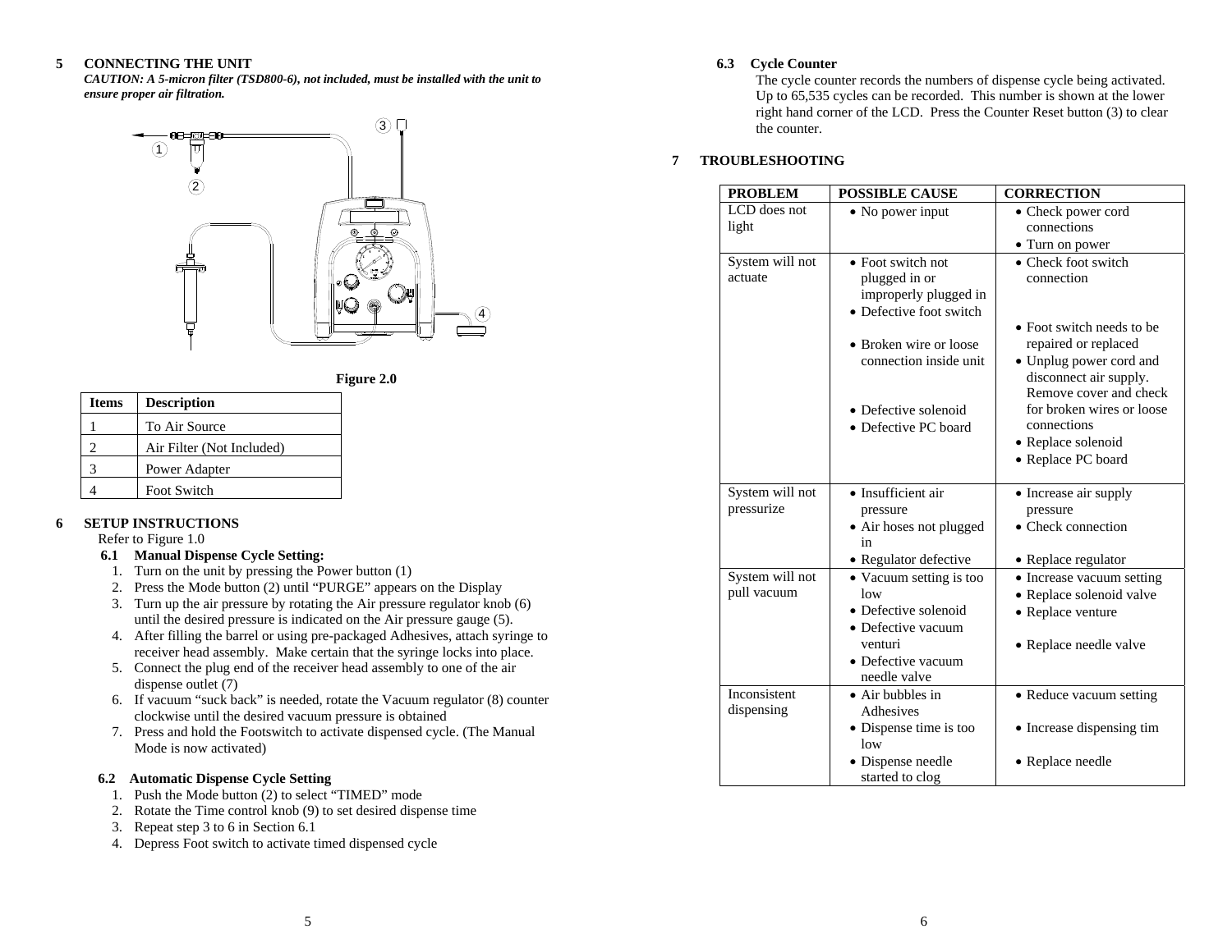## 5 CONNECTING THE UNIT

***CAUTION: A 5-micron filter (TSD800-6), not included, must be installed with the unit to ensure proper air filtration.***

**Figure 2.0**

| Items | Description |
|---|---|
| 1 | To Air Source |
| 2 | Air Filter (Not Included) |
| 3 | Power Adapter |
| 4 | Foot Switch |

## 6 SETUP INSTRUCTIONS

Refer to Figure 1.0

### 6.1 Manual Dispense Cycle Setting:

1. Turn on the unit by pressing the Power button (1)
2. Press the Mode button (2) until "PURGE" appears on the Display
3. Turn up the air pressure by rotating the Air pressure regulator knob (6) until the desired pressure is indicated on the Air pressure gauge (5).
4. After filling the barrel or using pre-packaged Adhesives, attach syringe to receiver head assembly. Make certain that the syringe locks into place.
5. Connect the plug end of the receiver head assembly to one of the air dispense outlet (7)
6. If vacuum "suck back" is needed, rotate the Vacuum regulator (8) counter clockwise until the desired vacuum pressure is obtained
7. Press and hold the Footswitch to activate dispensed cycle. (The Manual Mode is now activated)

### 6.2 Automatic Dispense Cycle Setting

1. Push the Mode button (2) to select "TIMED" mode
2. Rotate the Time control knob (9) to set desired dispense time
3. Repeat step 3 to 6 in Section 6.1
4. Depress Foot switch to activate timed dispensed cycle

### 6.3 Cycle Counter

The cycle counter records the numbers of dispense cycle being activated. Up to 65,535 cycles can be recorded. This number is shown at the lower right hand corner of the LCD. Press the Counter Reset button (3) to clear the counter.

## 7 TROUBLESHOOTING

| PROBLEM | POSSIBLE CAUSE | CORRECTION |
|---|---|---|
| LCD does not light | • No power input | • Check power cord connections<br>• Turn on power |
| System will not actuate | • Foot switch not plugged in or improperly plugged in<br>• Defective foot switch<br>• Broken wire or loose connection inside unit<br>• Defective solenoid<br>• Defective PC board | • Check foot switch connection<br>• Foot switch needs to be repaired or replaced<br>• Unplug power cord and disconnect air supply. Remove cover and check for broken wires or loose connections<br>• Replace solenoid<br>• Replace PC board |
| System will not pressurize | • Insufficient air pressure<br>• Air hoses not plugged in<br>• Regulator defective | • Increase air supply pressure<br>• Check connection<br>• Replace regulator |
| System will not pull vacuum | • Vacuum setting is too low<br>• Defective solenoid<br>• Defective vacuum venturi<br>• Defective vacuum needle valve | • Increase vacuum setting<br>• Replace solenoid valve<br>• Replace venture<br>• Replace needle valve |
| Inconsistent dispensing | • Air bubbles in Adhesives<br>• Dispense time is too low<br>• Dispense needle started to clog | • Reduce vacuum setting<br>• Increase dispensing tim<br>• Replace needle |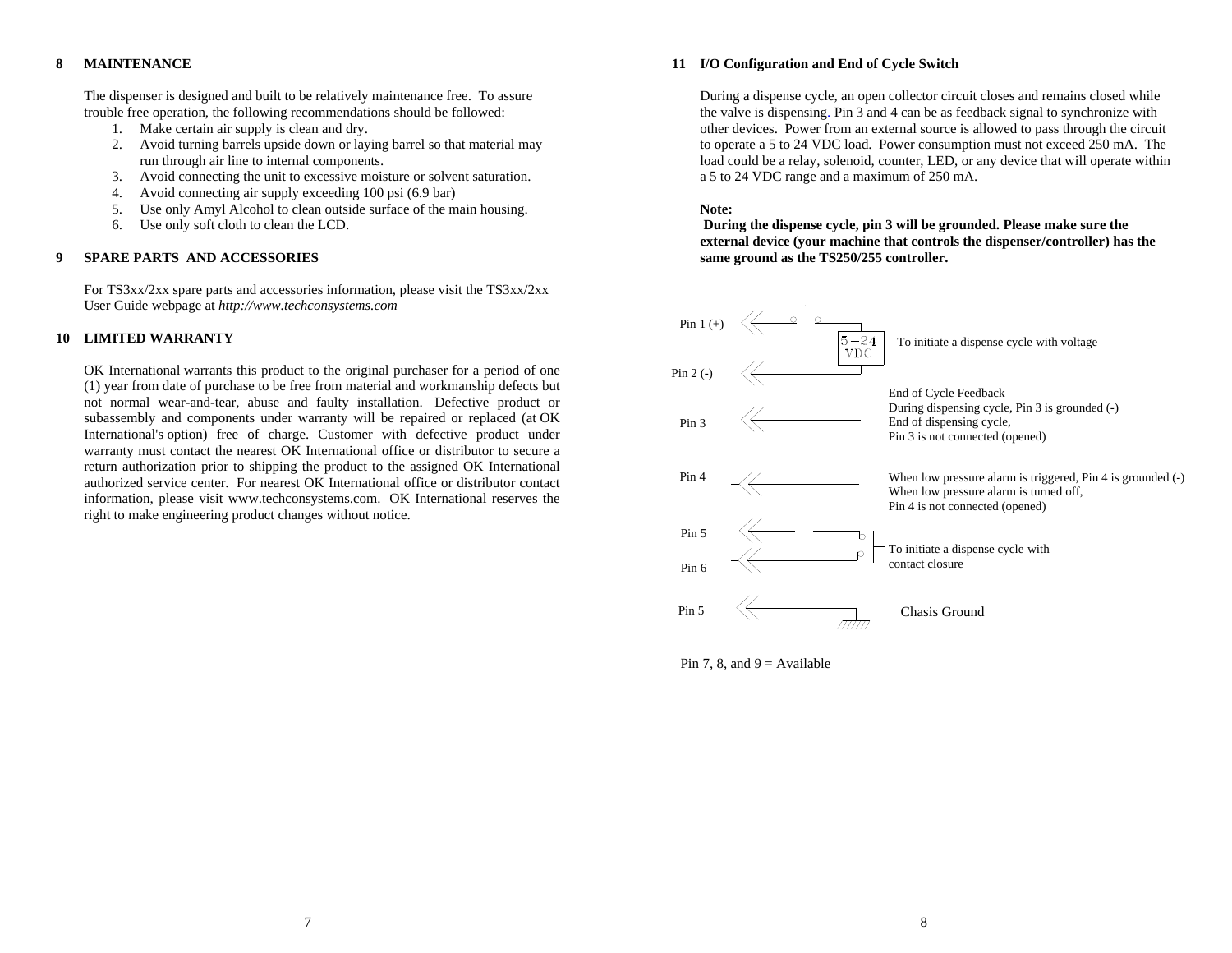## 8 MAINTENANCE

The dispenser is designed and built to be relatively maintenance free. To assure trouble free operation, the following recommendations should be followed:

1. Make certain air supply is clean and dry.
2. Avoid turning barrels upside down or laying barrel so that material may run through air line to internal components.
3. Avoid connecting the unit to excessive moisture or solvent saturation.
4. Avoid connecting air supply exceeding 100 psi (6.9 bar)
5. Use only Amyl Alcohol to clean outside surface of the main housing.
6. Use only soft cloth to clean the LCD.

## 9 SPARE PARTS AND ACCESSORIES

For TS3xx/2xx spare parts and accessories information, please visit the TS3xx/2xx User Guide webpage at *http://www.techconsystems.com*

## 10 LIMITED WARRANTY

OK International warrants this product to the original purchaser for a period of one (1) year from date of purchase to be free from material and workmanship defects but not normal wear-and-tear, abuse and faulty installation. Defective product or subassembly and components under warranty will be repaired or replaced (at OK International's option) free of charge. Customer with defective product under warranty must contact the nearest OK International office or distributor to secure a return authorization prior to shipping the product to the assigned OK International authorized service center. For nearest OK International office or distributor contact information, please visit www.techconsystems.com. OK International reserves the right to make engineering product changes without notice.

## 11 I/O Configuration and End of Cycle Switch

During a dispense cycle, an open collector circuit closes and remains closed while the valve is dispensing. Pin 3 and 4 can be as feedback signal to synchronize with other devices. Power from an external source is allowed to pass through the circuit to operate a 5 to 24 VDC load. Power consumption must not exceed 250 mA. The load could be a relay, solenoid, counter, LED, or any device that will operate within a 5 to 24 VDC range and a maximum of 250 mA.

**Note:**
**During the dispense cycle, pin 3 will be grounded. Please make sure the external device (your machine that controls the dispenser/controller) has the same ground as the TS250/255 controller.**

Pin 1 (+)
5 – 24 VDC
To initiate a dispense cycle with voltage
Pin 2 (-)

Pin 3
End of Cycle Feedback
During dispensing cycle, Pin 3 is grounded (-)
End of dispensing cycle,
Pin 3 is not connected (opened)

Pin 4
When low pressure alarm is triggered, Pin 4 is grounded (-)
When low pressure alarm is turned off,
Pin 4 is not connected (opened)

Pin 5
Pin 6
To initiate a dispense cycle with contact closure

Pin 5
Chasis Ground

Pin 7, 8, and 9 = Available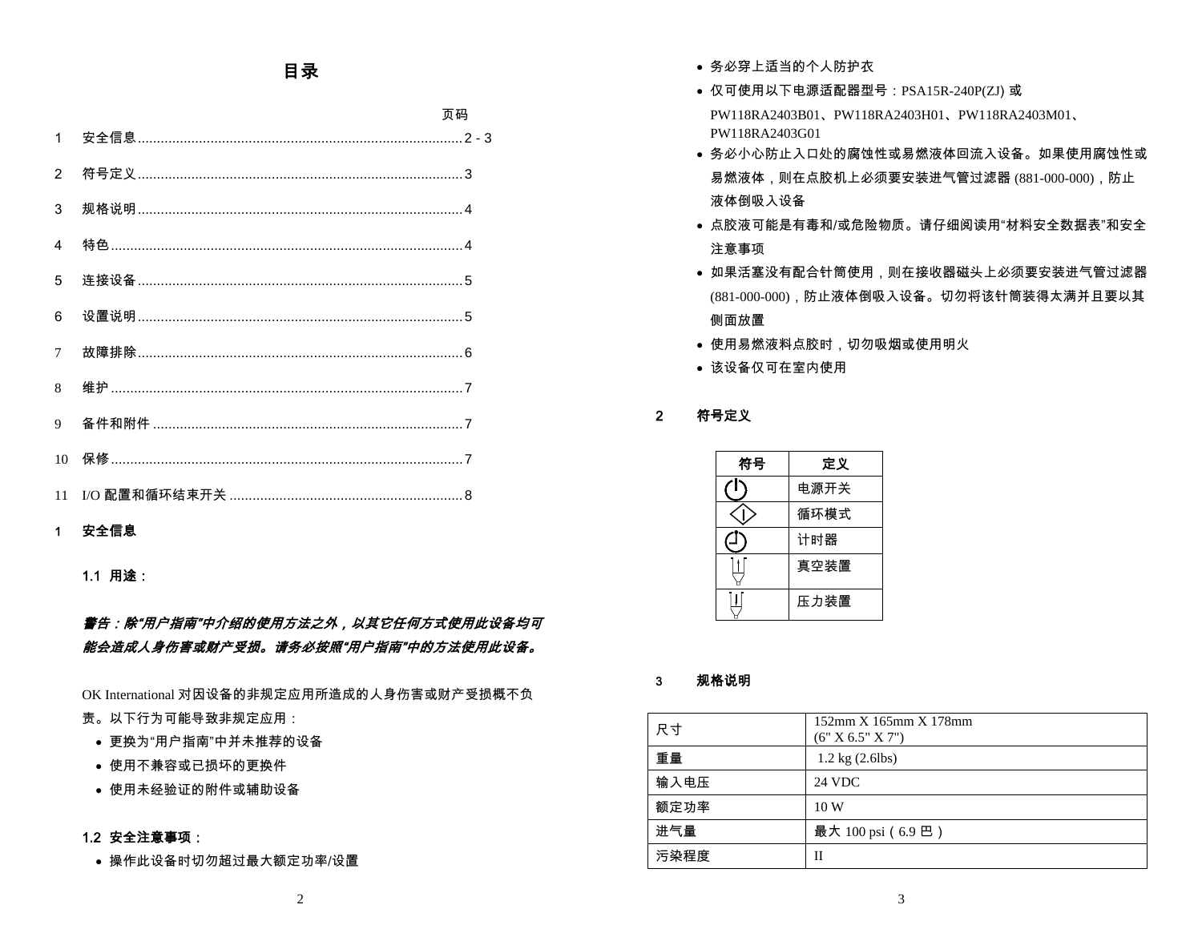# 目录

| | | 页码 |
|---|---|---|
| 1 | 安全信息 | 2 - 3 |
| 2 | 符号定义 | 3 |
| 3 | 规格说明 | 4 |
| 4 | 特色 | 4 |
| 5 | 连接设备 | 5 |
| 6 | 设置说明 | 5 |
| 7 | 故障排除 | 6 |
| 8 | 维护 | 7 |
| 9 | 备件和附件 | 7 |
| 10 | 保修 | 7 |
| 11 | I/O 配置和循环结束开关 | 8 |

## 1 安全信息

### 1.1 用途：

***警告：除"用户指南"中介绍的使用方法之外，以其它任何方式使用此设备均可能会造成人身伤害或财产受损。请务必按照"用户指南"中的方法使用此设备。***

OK International 对因设备的非规定应用所造成的人身伤害或财产受损概不负责。以下行为可能导致非规定应用：

- 更换为"用户指南"中并未推荐的设备
- 使用不兼容或已损坏的更换件
- 使用未经验证的附件或辅助设备

### 1.2 安全注意事项：

- 操作此设备时切勿超过最大额定功率/设置
- 务必穿上适当的个人防护衣
- 仅可使用以下电源适配器型号：PSA15R-240P(ZJ) 或 PW118RA2403B01、PW118RA2403H01、PW118RA2403M01、PW118RA2403G01
- 务必小心防止入口处的腐蚀性或易燃液体回流入设备。如果使用腐蚀性或易燃液体，则在点胶机上必须要安装进气管过滤器 (881-000-000)，防止液体倒吸入设备
- 点胶液可能是有毒和/或危险物质。请仔细阅读用"材料安全数据表"和安全注意事项
- 如果活塞没有配合针筒使用，则在接收器磁头上必须要安装进气管过滤器 (881-000-000)，防止液体倒吸入设备。切勿将该针筒装得太满并且要以其侧面放置
- 使用易燃液料点胶时，切勿吸烟或使用明火
- 该设备仅可在室内使用

## 2 符号定义

| 符号 | 定义 |
|---|---|
| ⏻ | 电源开关 |
| ◇ | 循环模式 |
| ◷ | 计时器 |
| | 真空装置 |
| | 压力装置 |

## 3 规格说明

| | |
|---|---|
| 尺寸 | 152mm X 165mm X 178mm (6" X 6.5" X 7") |
| 重量 | 1.2 kg (2.6lbs) |
| 输入电压 | 24 VDC |
| 额定功率 | 10 W |
| 进气量 | 最大 100 psi（6.9 巴） |
| 污染程度 | II |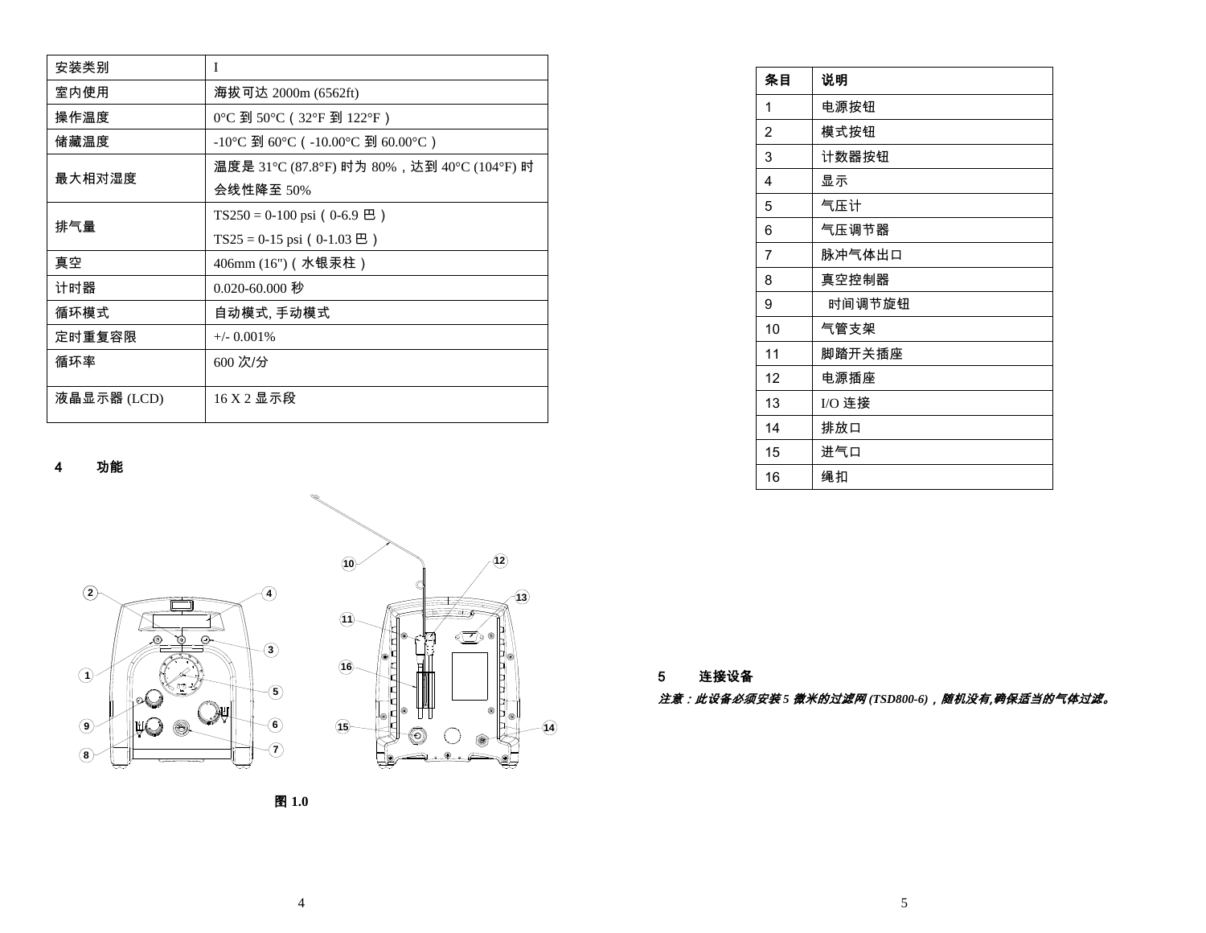| 安装类别 | I |
| --- | --- |
| 室内使用 | 海拔可达 2000m (6562ft) |
| 操作温度 | 0°C 到 50°C（32°F 到 122°F） |
| 储藏温度 | -10°C 到 60°C（-10.00°C 到 60.00°C） |
| 最大相对湿度 | 温度是 31°C (87.8°F) 时为 80%，达到 40°C (104°F) 时会线性降至 50% |
| 排气量 | TS250 = 0-100 psi（0-6.9 巴）<br>TS25 = 0-15 psi（0-1.03 巴） |
| 真空 | 406mm (16")（水银汞柱） |
| 计时器 | 0.020-60.000 秒 |
| 循环模式 | 自动模式, 手动模式 |
| 定时重复容限 | +/- 0.001% |
| 循环率 | 600 次/分 |
| 液晶显示器 (LCD) | 16 X 2 显示段 |

## 4 功能

图 1.0

| 条目 | 说明 |
| --- | --- |
| 1 | 电源按钮 |
| 2 | 模式按钮 |
| 3 | 计数器按钮 |
| 4 | 显示 |
| 5 | 气压计 |
| 6 | 气压调节器 |
| 7 | 脉冲气体出口 |
| 8 | 真空控制器 |
| 9 | 时间调节旋钮 |
| 10 | 气管支架 |
| 11 | 脚踏开关插座 |
| 12 | 电源插座 |
| 13 | I/O 连接 |
| 14 | 排放口 |
| 15 | 进气口 |
| 16 | 绳扣 |

## 5 连接设备

***注意：此设备必须安装 5 微米的过滤网 (TSD800-6)，随机没有,确保适当的气体过滤。***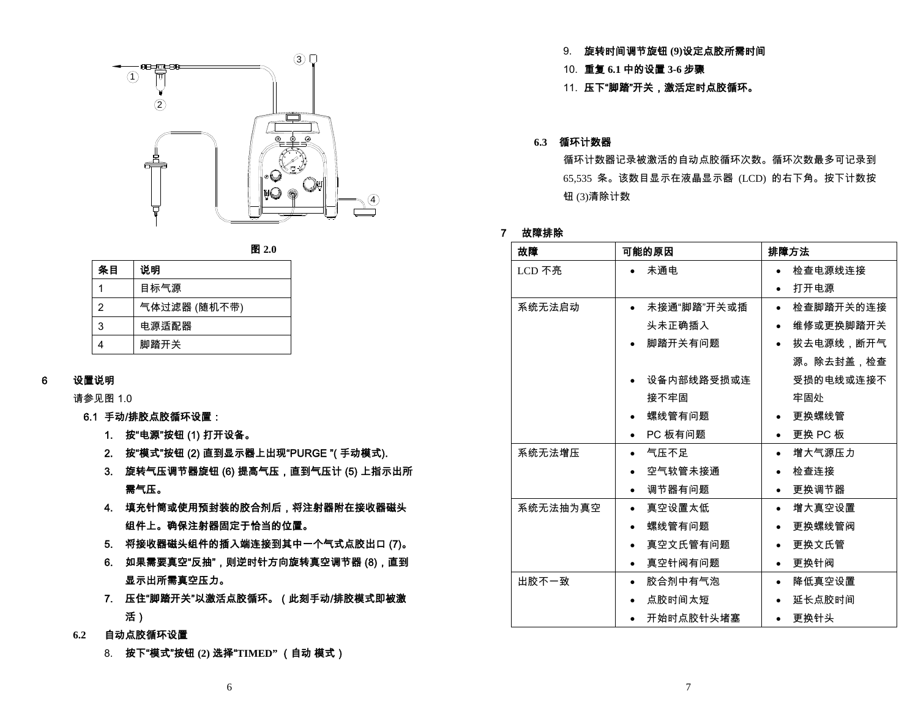图 2.0

| 条目 | 说明 |
| --- | --- |
| 1 | 目标气源 |
| 2 | 气体过滤器 (随机不带) |
| 3 | 电源适配器 |
| 4 | 脚踏开关 |

## 6 设置说明

请参见图 1.0

### 6.1 手动/排胶点胶循环设置：

1. **按"电源"按钮 (1) 打开设备。**
2. **按"模式"按钮 (2) 直到显示器上出现"PURGE "( 手动模式).**
3. **旋转气压调节器旋钮 (6) 提高气压，直到气压计 (5) 上指示出所需气压。**
4. **填充针筒或使用预封装的胶合剂后，将注射器附在接收器磁头组件上。确保注射器固定于恰当的位置。**
5. **将接收器磁头组件的插入端连接到其中一个气式点胶出口 (7)。**
6. **如果需要真空"反抽"，则逆时针方向旋转真空调节器 (8)，直到显示出所需真空压力。**
7. **压住"脚踏开关"以激活点胶循环。（此刻手动/排胶模式即被激活）**

### 6.2 自动点胶循环设置

8. **按下"模式"按钮 (2) 选择"TIMED"（自动 模式）**
9. **旋转时间调节旋钮 (9)设定点胶所需时间**
10. **重复 6.1 中的设置 3-6 步骤**
11. **压下"脚踏"开关，激活定时点胶循环。**

### 6.3 循环计数器

循环计数器记录被激活的自动点胶循环次数。循环次数最多可记录到 65,535 条。该数目显示在液晶显示器 (LCD) 的右下角。按下计数按钮 (3)清除计数

## 7 故障排除

| 故障 | 可能的原因 | 排障方法 |
| --- | --- | --- |
| LCD 不亮 | • 未通电 | • 检查电源线连接<br>• 打开电源 |
| 系统无法启动 | • 未接通"脚踏"开关或插头未正确插入<br>• 脚踏开关有问题<br>• 设备内部线路受损或连接不牢固<br>• 螺线管有问题<br>• PC 板有问题 | • 检查脚踏开关的连接<br>• 维修或更换脚踏开关<br>• 拔去电源线，断开气源。除去封盖，检查受损的电线或连接不牢固处<br>• 更换螺线管<br>• 更换 PC 板 |
| 系统无法增压 | • 气压不足<br>• 空气软管未接通<br>• 调节器有问题 | • 增大气源压力<br>• 检查连接<br>• 更换调节器 |
| 系统无法抽为真空 | • 真空设置太低<br>• 螺线管有问题<br>• 真空文氏管有问题<br>• 真空针阀有问题 | • 增大真空设置<br>• 更换螺线管阀<br>• 更换文氏管<br>• 更换针阀 |
| 出胶不一致 | • 胶合剂中有气泡<br>• 点胶时间太短<br>• 开始时点胶针头堵塞 | • 降低真空设置<br>• 延长点胶时间<br>• 更换针头 |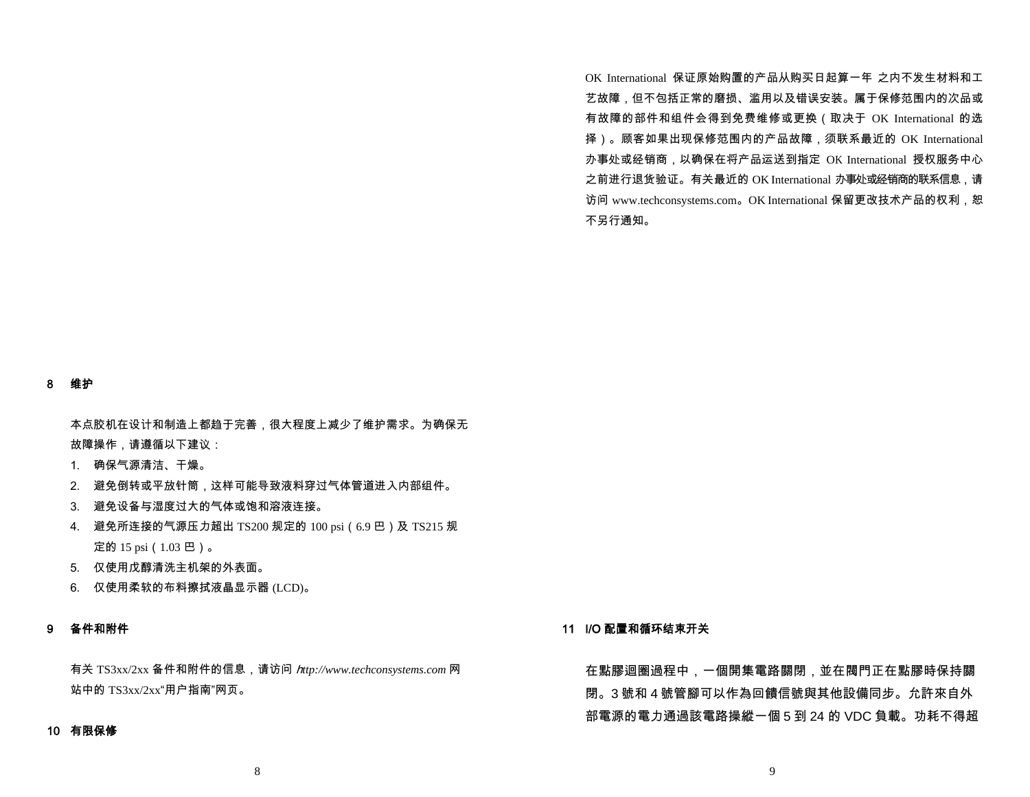## 8 维护

本点胶机在设计和制造上都趋于完善，很大程度上减少了维护需求。为确保无故障操作，请遵循以下建议：

1. 确保气源清洁、干燥。
2. 避免倒转或平放针筒，这样可能导致液料穿过气体管道进入内部组件。
3. 避免设备与湿度过大的气体或饱和溶液连接。
4. 避免所连接的气源压力超出 TS200 规定的 100 psi（6.9 巴）及 TS215 规定的 15 psi（1.03 巴）。
5. 仅使用戊醇清洗主机架的外表面。
6. 仅使用柔软的布料擦拭液晶显示器 (LCD)。

## 9 备件和附件

有关 TS3xx/2xx 备件和附件的信息，请访问 *http://www.techconsystems.com* 网站中的 TS3xx/2xx“用户指南”网页。

## 10 有限保修

OK International 保证原始购置的产品从购买日起算一年 之内不发生材料和工艺故障，但不包括正常的磨损、滥用以及错误安装。属于保修范围内的次品或有故障的部件和组件会得到免费维修或更换（取决于 OK International 的选择）。顾客如果出现保修范围内的产品故障，须联系最近的 OK International 办事处或经销商，以确保在将产品运送到指定 OK International 授权服务中心之前进行退货验证。有关最近的 OK International 办事处或经销商的联系信息，请访问 www.techconsystems.com。OK International 保留更改技术产品的权利，恕不另行通知。

## 11 I/O 配置和循环结束开关

在點膠迴圈過程中，一個開集電路關閉，並在閥門正在點膠時保持關閉。3 號和 4 號管腳可以作為回饋信號與其他設備同步。允許來自外部電源的電力通過該電路操縱一個 5 到 24 的 VDC 負載。功耗不得超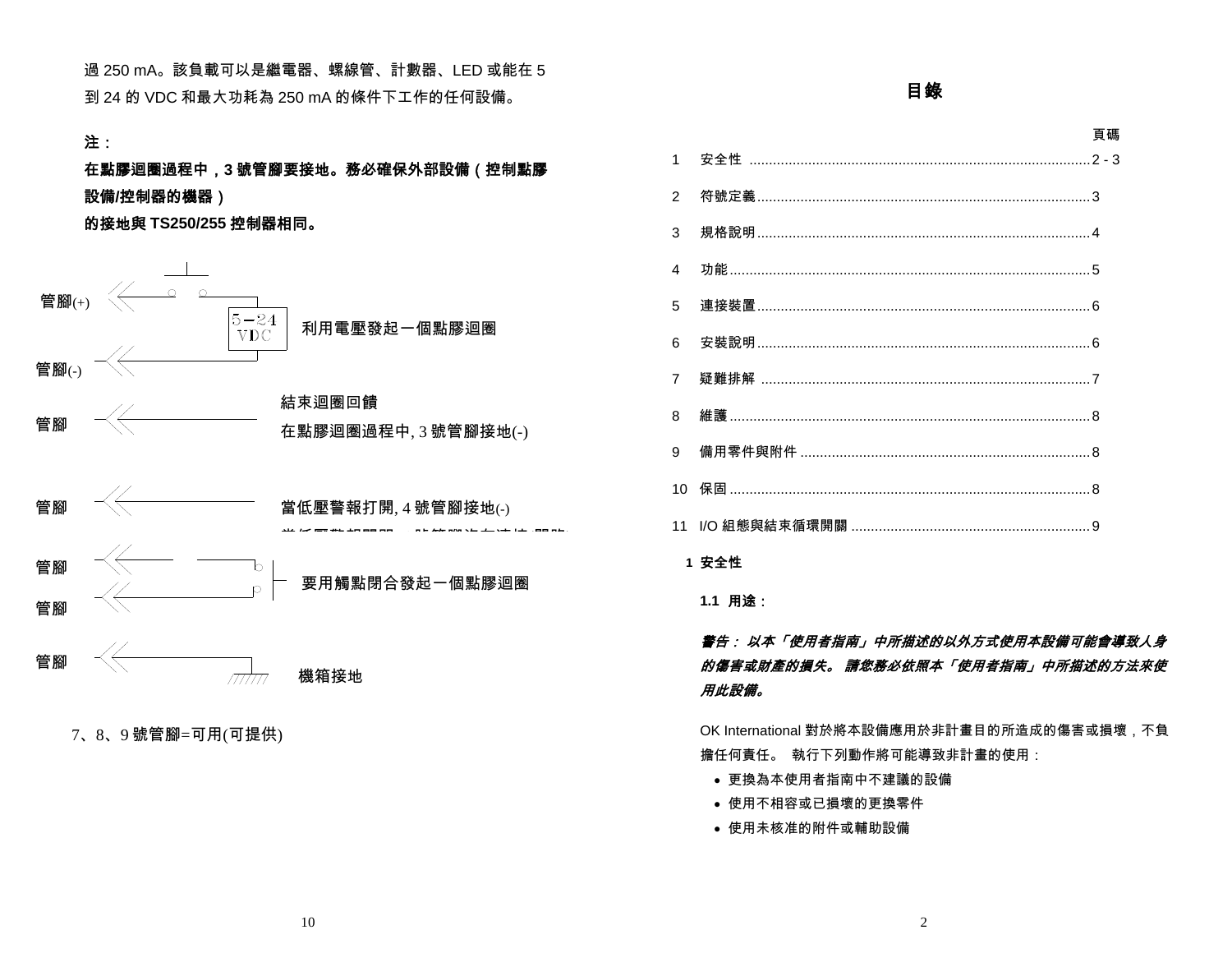過 250 mA。該負載可以是繼電器、螺線管、計數器、LED 或能在 5 到 24 的 VDC 和最大功耗為 250 mA 的條件下工作的任何設備。

**注：**

**在點膠迴圈過程中，3 號管腳要接地。務必確保外部設備（控制點膠設備/控制器的機器）**

**的接地與 TS250/255 控制器相同。**

管腳(+)

5－24 VDC　　利用電壓發起一個點膠迴圈

管腳(-)

管腳　　結束迴圈回饋

在點膠迴圈過程中, 3 號管腳接地(-)

管腳　　當低壓警報打開, 4 號管腳接地(-)

管腳

管腳　　要用觸點閉合發起一個點膠迴圈

管腳　　機箱接地

7、8、9 號管腳=可用(可提供)

## 目錄

| | | 頁碼 |
|---|---|---|
| 1 | 安全性 | 2 - 3 |
| 2 | 符號定義 | 3 |
| 3 | 規格說明 | 4 |
| 4 | 功能 | 5 |
| 5 | 連接裝置 | 6 |
| 6 | 安裝說明 | 6 |
| 7 | 疑難排解 | 7 |
| 8 | 維護 | 8 |
| 9 | 備用零件與附件 | 8 |
| 10 | 保固 | 8 |
| 11 | I/O 組態與結束循環開關 | 9 |

## 1 安全性

### 1.1 用途：

***警告： 以本「使用者指南」中所描述的以外方式使用本設備可能會導致人身的傷害或財產的損失。 請您務必依照本「使用者指南」中所描述的方法來使用此設備。***

OK International 對於將本設備應用於非計畫目的所造成的傷害或損壞，不負擔任何責任。 執行下列動作將可能導致非計畫的使用：

- 更換為本使用者指南中不建議的設備
- 使用不相容或已損壞的更換零件
- 使用未核准的附件或輔助設備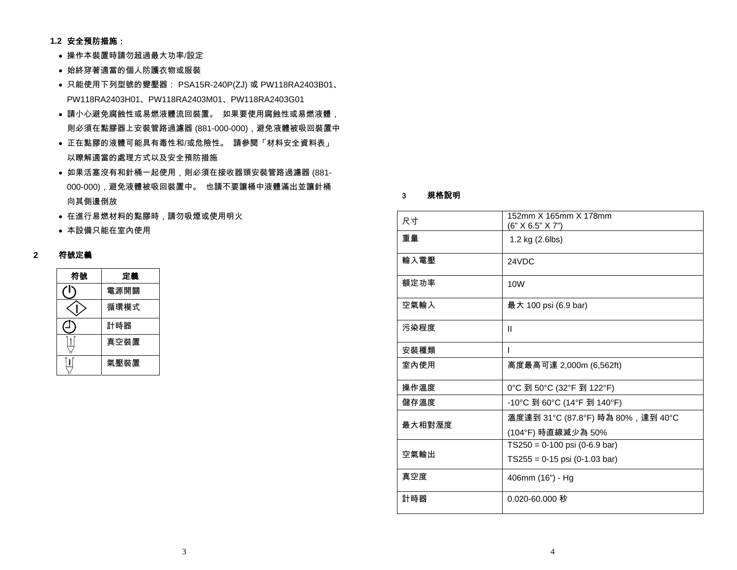### 1.2 安全預防措施：

- 操作本裝置時請勿超過最大功率/設定
- 始終穿著適當的個人防護衣物或服裝
- 只能使用下列型號的變壓器： PSA15R-240P(ZJ) 或 PW118RA2403B01、PW118RA2403H01、PW118RA2403M01、PW118RA2403G01
- 請小心避免腐蝕性或易燃液體流回裝置。 如果要使用腐蝕性或易燃液體，則必須在點膠器上安裝管路過濾器 (881-000-000)，避免液體被吸回裝置中
- 正在點膠的液體可能具有毒性和/或危險性。 請參閱「材料安全資料表」以瞭解適當的處理方式以及安全預防措施
- 如果活塞沒有和針桶一起使用，則必須在接收器頭安裝管路過濾器 (881-000-000)，避免液體被吸回裝置中。 也請不要讓桶中液體滿出並讓針桶向其側邊倒放
- 在進行易燃材料的點膠時，請勿吸煙或使用明火
- 本設備只能在室內使用

## 2 符號定義

| 符號 | 定義 |
|---|---|
| ⏻ | 電源開關 |
| ◇ | 循環模式 |
| ◷ | 計時器 |
| | 真空裝置 |
| | 氣壓裝置 |

## 3 規格說明

| | |
|---|---|
| 尺寸 | 152mm X 165mm X 178mm (6” X 6.5” X 7”) |
| 重量 | 1.2 kg (2.6lbs) |
| 輸入電壓 | 24VDC |
| 額定功率 | 10W |
| 空氣輸入 | 最大 100 psi (6.9 bar) |
| 污染程度 | II |
| 安裝種類 | I |
| 室內使用 | 高度最高可達 2,000m (6,562ft) |
| 操作溫度 | 0°C 到 50°C (32°F 到 122°F) |
| 儲存溫度 | -10°C 到 60°C (14°F 到 140°F) |
| 最大相對溼度 | 溫度達到 31°C (87.8°F) 時為 80%，達到 40°C (104°F) 時直線減少為 50% |
| 空氣輸出 | TS250 = 0-100 psi (0-6.9 bar)<br>TS255 = 0-15 psi (0-1.03 bar) |
| 真空度 | 406mm (16”) - Hg |
| 計時器 | 0.020-60.000 秒 |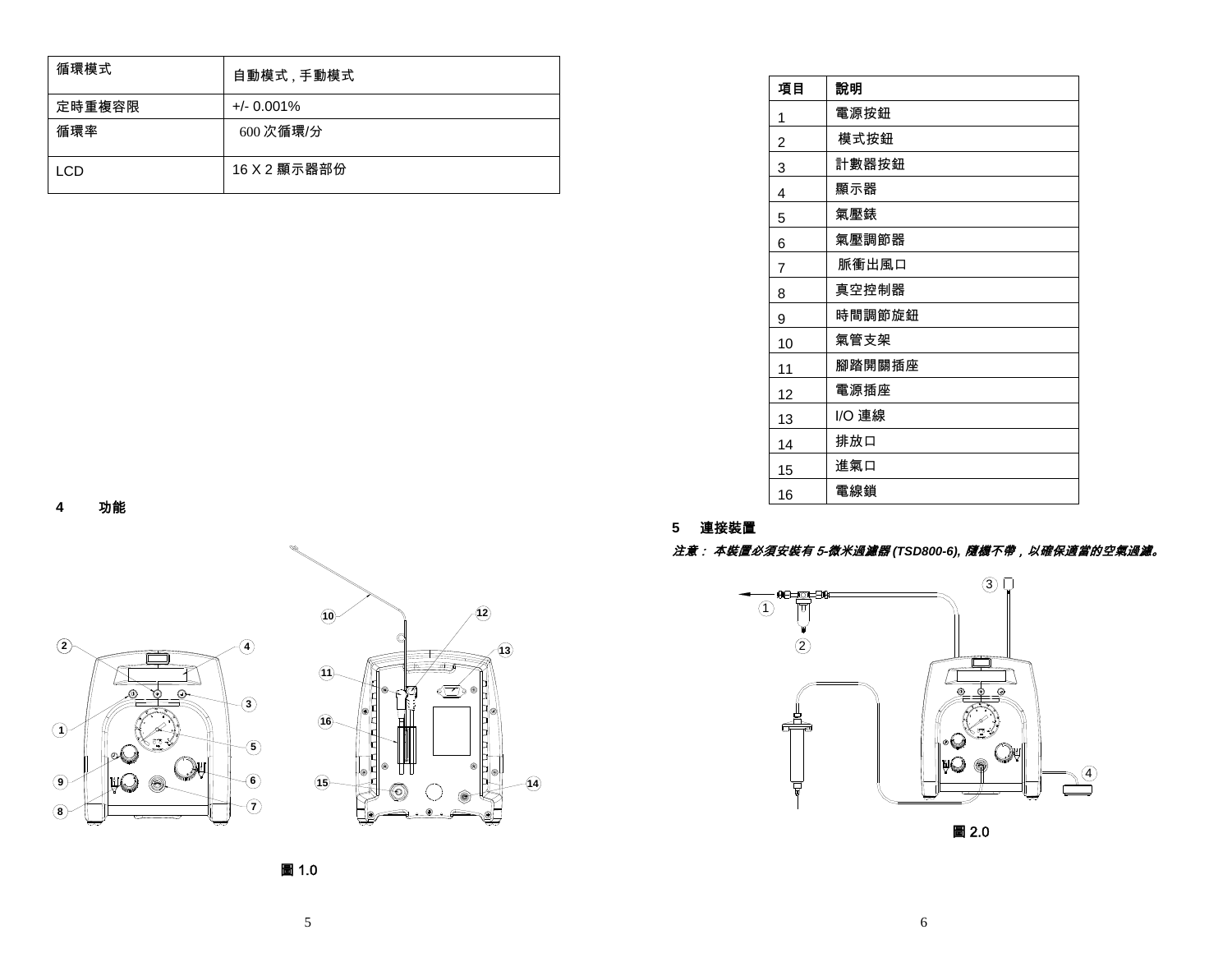| 循環模式 | 自動模式 , 手動模式 |
|---|---|
| 定時重複容限 | +/- 0.001% |
| 循環率 | 600 次循環/分 |
| LCD | 16 X 2 顯示器部份 |

## 4 功能

圖 1.0

| 項目 | 說明 |
|---|---|
| 1 | 電源按鈕 |
| 2 | 模式按鈕 |
| 3 | 計數器按鈕 |
| 4 | 顯示器 |
| 5 | 氣壓錶 |
| 6 | 氣壓調節器 |
| 7 | 脈衝出風口 |
| 8 | 真空控制器 |
| 9 | 時間調節旋鈕 |
| 10 | 氣管支架 |
| 11 | 腳踏開關插座 |
| 12 | 電源插座 |
| 13 | I/O 連線 |
| 14 | 排放口 |
| 15 | 進氣口 |
| 16 | 電線鎖 |

## 5 連接裝置

***注意： 本裝置必須安裝有 5-微米過濾器 (TSD800-6), 隨機不帶，以確保適當的空氣過濾。***

圖 2.0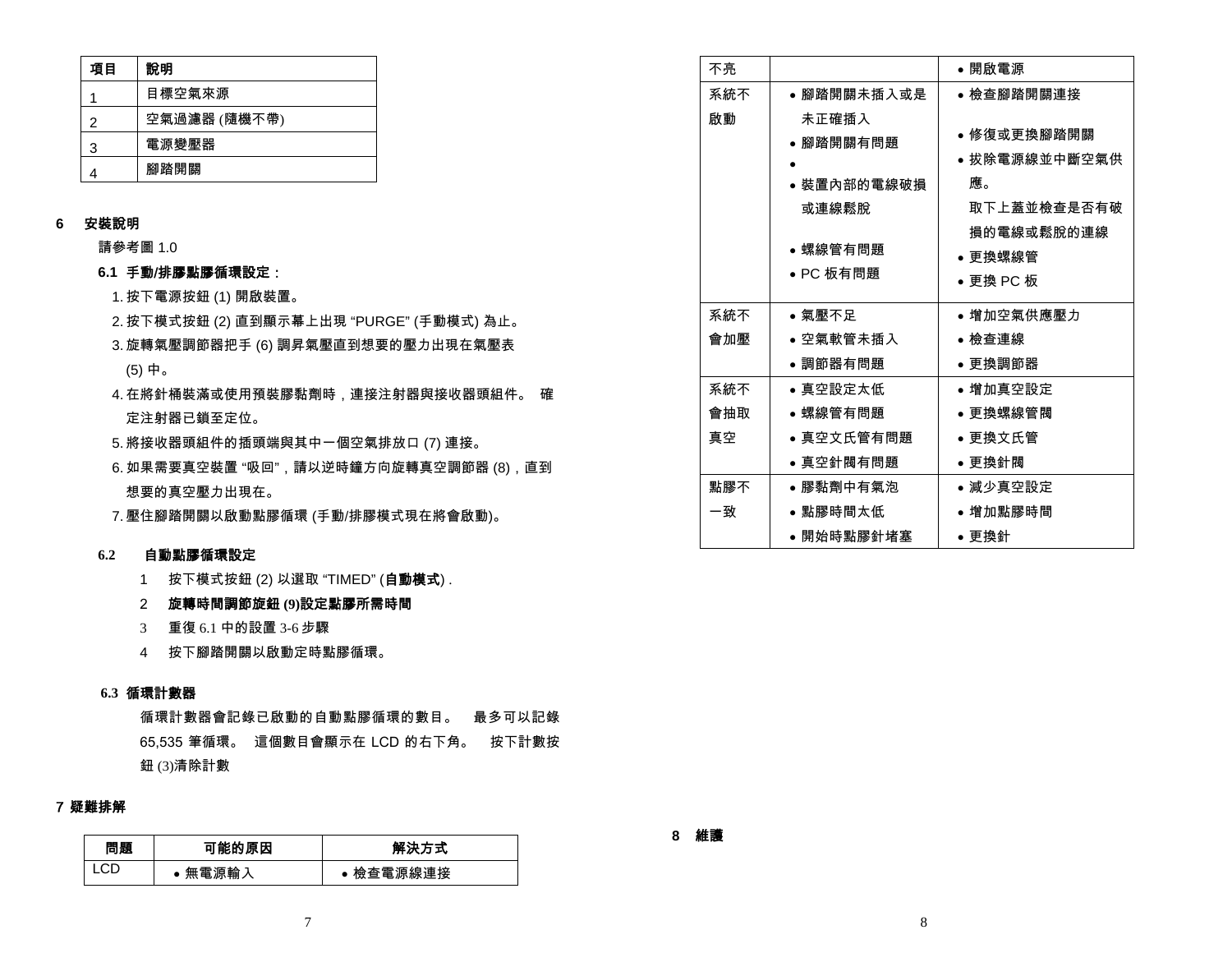| 項目 | 說明 |
|---|---|
| 1 | 目標空氣來源 |
| 2 | 空氣過濾器 (隨機不帶) |
| 3 | 電源變壓器 |
| 4 | 腳踏開關 |

## 6 安裝說明

請參考圖 1.0

### 6.1 手動/排膠點膠循環設定：

1. 按下電源按鈕 (1) 開啟裝置。
2. 按下模式按鈕 (2) 直到顯示幕上出現 “PURGE” (手動模式) 為止。
3. 旋轉氣壓調節器把手 (6) 調昇氣壓直到想要的壓力出現在氣壓表 (5) 中。
4. 在將針桶裝滿或使用預裝膠黏劑時，連接注射器與接收器頭組件。 確定注射器已鎖至定位。
5. 將接收器頭組件的插頭端與其中一個空氣排放口 (7) 連接。
6. 如果需要真空裝置 “吸回”，請以逆時鐘方向旋轉真空調節器 (8)，直到想要的真空壓力出現在。
7. 壓住腳踏開關以啟動點膠循環 (手動/排膠模式現在將會啟動)。

### 6.2 自動點膠循環設定

1. 按下模式按鈕 (2) 以選取 “TIMED” (**自動模式**) .
2. **旋轉時間調節旋鈕 (9)設定點膠所需時間**
3. 重復 6.1 中的設置 3-6 步驟
4. 按下腳踏開關以啟動定時點膠循環。

### 6.3 循環計數器

循環計數器會記錄已啟動的自動點膠循環的數目。 最多可以記錄 65,535 筆循環。 這個數目會顯示在 LCD 的右下角。 按下計數按鈕 (3)清除計數

## 7 疑難排解

| 問題 | 可能的原因 | 解決方式 |
|---|---|---|
| LCD 不亮 | • 無電源輸入 | • 檢查電源線連接<br>• 開啟電源 |
| 系統不啟動 | • 腳踏開關未插入或是未正確插入<br>• 腳踏開關有問題<br>•<br>• 裝置內部的電線破損或連線鬆脫<br>• 螺線管有問題<br>• PC 板有問題 | • 檢查腳踏開關連接<br>• 修復或更換腳踏開關<br>• 拔除電源線並中斷空氣供應。 取下上蓋並檢查是否有破損的電線或鬆脫的連線<br>• 更換螺線管<br>• 更換 PC 板 |
| 系統不會加壓 | • 氣壓不足<br>• 空氣軟管未插入<br>• 調節器有問題 | • 增加空氣供應壓力<br>• 檢查連線<br>• 更換調節器 |
| 系統不會抽取真空 | • 真空設定太低<br>• 螺線管有問題<br>• 真空文氏管有問題<br>• 真空針閥有問題 | • 增加真空設定<br>• 更換螺線管閥<br>• 更換文氏管<br>• 更換針閥 |
| 點膠不一致 | • 膠黏劑中有氣泡<br>• 點膠時間太低<br>• 開始時點膠針堵塞 | • 減少真空設定<br>• 增加點膠時間<br>• 更換針 |

## 8 維護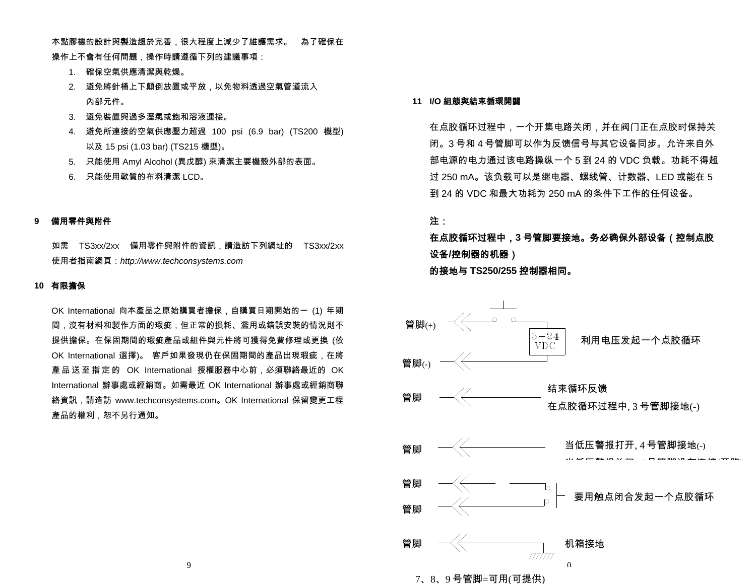本點膠機的設計與製造趨於完善，很大程度上減少了維護需求。 為了確保在操作上不會有任何問題，操作時請遵循下列的建議事項：

1. 確保空氣供應清潔與乾燥。
2. 避免將針桶上下顛倒放置或平放，以免物料透過空氣管道流入內部元件。
3. 避免裝置與過多溼氣或飽和溶液連接。
4. 避免所連接的空氣供應壓力超過 100 psi (6.9 bar) (TS200 機型) 以及 15 psi (1.03 bar) (TS215 機型)。
5. 只能使用 Amyl Alcohol (異戊醇) 來清潔主要機殼外部的表面。
6. 只能使用軟質的布料清潔 LCD。

## 9 備用零件與附件

如需 TS3xx/2xx 備用零件與附件的資訊，請造訪下列網址的 TS3xx/2xx 使用者指南網頁：*http://www.techconsystems.com*

## 10 有限擔保

OK International 向本產品之原始購買者擔保，自購買日期開始的一 (1) 年期間，沒有材料和製作方面的瑕疵，但正常的損耗、濫用或錯誤安裝的情況則不提供擔保。在保固期間的瑕疵產品或組件與元件將可獲得免費修理或更換 (依 OK International 選擇)。 客戶如果發現仍在保固期間的產品出現瑕疵，在將產品送至指定的 OK International 授權服務中心前，必須聯絡最近的 OK International 辦事處或經銷商。如需最近 OK International 辦事處或經銷商聯絡資訊，請造訪 www.techconsystems.com。OK International 保留變更工程產品的權利，恕不另行通知。

## 11 I/O 組態與結束循環開關

在点胶循环过程中，一个开集电路关闭，并在阀门正在点胶时保持关闭。3 号和 4 号管脚可以作为反馈信号与其它设备同步。允许来自外部电源的电力通过该电路操纵一个 5 到 24 的 VDC 负载。功耗不得超过 250 mA。该负载可以是继电器、螺线管、计数器、LED 或能在 5 到 24 的 VDC 和最大功耗为 250 mA 的条件下工作的任何设备。

**注：**

**在点胶循环过程中，3 号管脚要接地。务必确保外部设备（控制点胶设备/控制器的机器）的接地与 TS250/255 控制器相同。**

管脚(+)
5－24 VDC
利用电压发起一个点胶循环
管脚(-)

管脚
结束循环反馈
在点胶循环过程中, 3 号管脚接地(-)

管脚
当低压警报打开, 4 号管脚接地(-)

管脚
管脚
要用触点闭合发起一个点胶循环

管脚
机箱接地

7、8、9 号管脚=可用(可提供)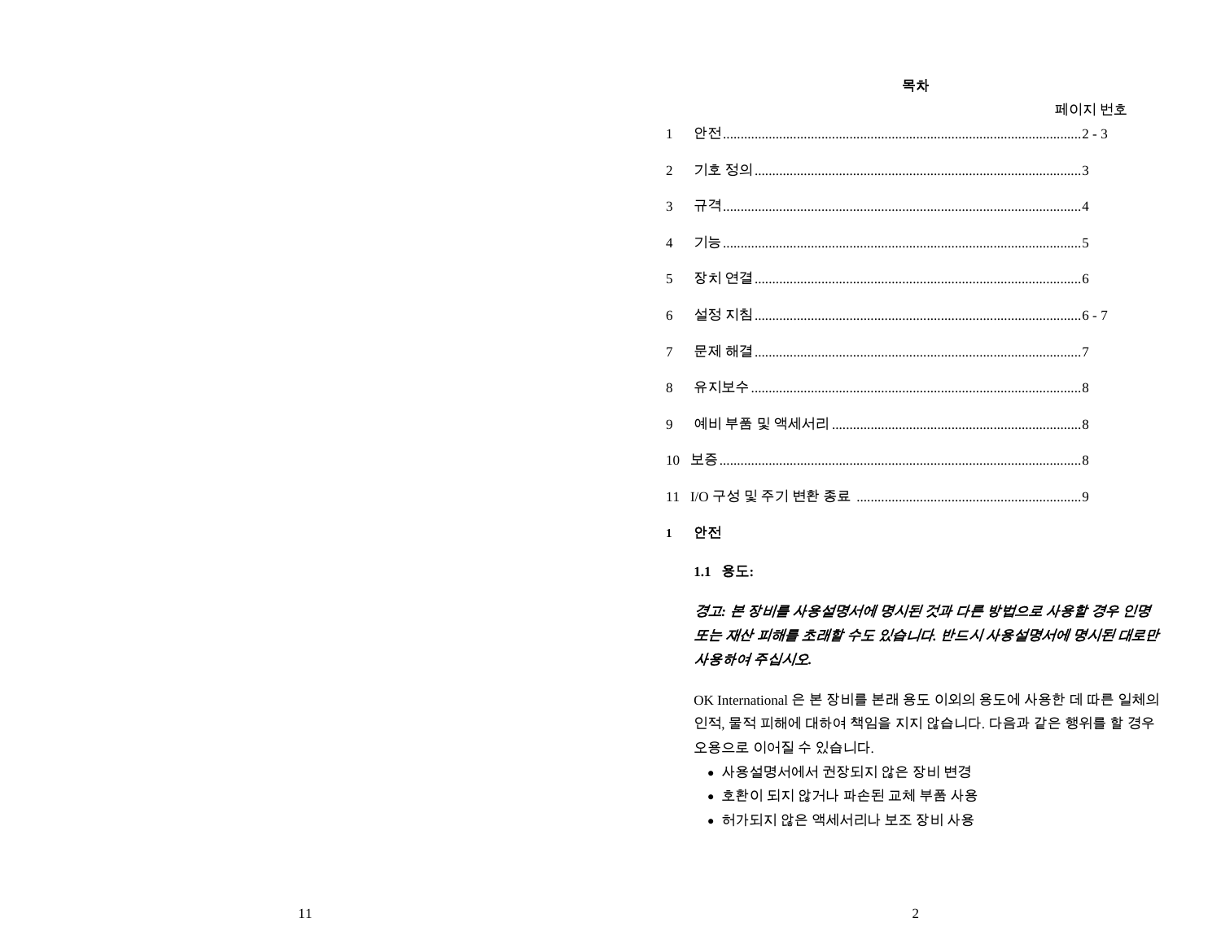**목차**

페이지 번호

| | | |
|---|---|---|
| 1 | 안전 | 2 - 3 |
| 2 | 기호 정의 | 3 |
| 3 | 규격 | 4 |
| 4 | 기능 | 5 |
| 5 | 장치 연결 | 6 |
| 6 | 설정 지침 | 6 - 7 |
| 7 | 문제 해결 | 7 |
| 8 | 유지보수 | 8 |
| 9 | 예비 부품 및 액세서리 | 8 |
| 10 | 보증 | 8 |
| 11 | I/O 구성 및 주기 변환 종료 | 9 |

## 1 안전

### 1.1 용도:

***경고: 본 장비를 사용설명서에 명시된 것과 다른 방법으로 사용할 경우 인명 또는 재산 피해를 초래할 수도 있습니다. 반드시 사용설명서에 명시된 대로만 사용하여 주십시오.***

OK International 은 본 장비를 본래 용도 이외의 용도에 사용한 데 따른 일체의 인적, 물적 피해에 대하여 책임을 지지 않습니다. 다음과 같은 행위를 할 경우 오용으로 이어질 수 있습니다.

- 사용설명서에서 권장되지 않은 장비 변경
- 호환이 되지 않거나 파손된 교체 부품 사용
- 허가되지 않은 액세서리나 보조 장비 사용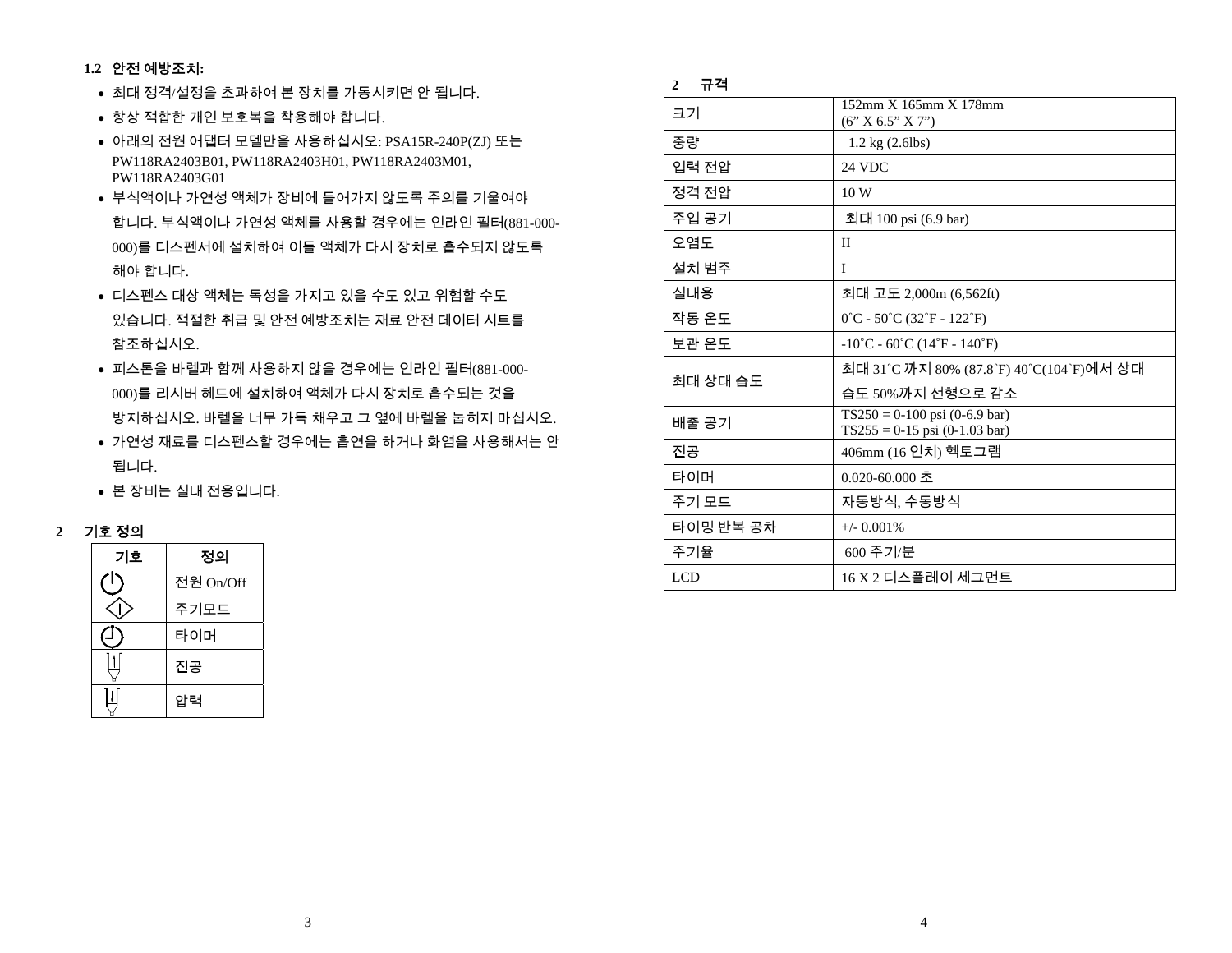### 1.2 안전 예방조치:

- 최대 정격/설정을 초과하여 본 장치를 가동시키면 안 됩니다.
- 항상 적합한 개인 보호복을 착용해야 합니다.
- 아래의 전원 어댑터 모델만을 사용하십시오: PSA15R-240P(ZJ) 또는 PW118RA2403B01, PW118RA2403H01, PW118RA2403M01, PW118RA2403G01
- 부식액이나 가연성 액체가 장비에 들어가지 않도록 주의를 기울여야 합니다. 부식액이나 가연성 액체를 사용할 경우에는 인라인 필터(881-000-000)를 디스펜서에 설치하여 이들 액체가 다시 장치로 흡수되지 않도록 해야 합니다.
- 디스펜스 대상 액체는 독성을 가지고 있을 수도 있고 위험할 수도 있습니다. 적절한 취급 및 안전 예방조치는 재료 안전 데이터 시트를 참조하십시오.
- 피스톤을 바렐과 함께 사용하지 않을 경우에는 인라인 필터(881-000-000)를 리시버 헤드에 설치하여 액체가 다시 장치로 흡수되는 것을 방지하십시오. 바렐을 너무 가득 채우고 그 옆에 바렐을 눕히지 마십시오.
- 가연성 재료를 디스펜스할 경우에는 흡연을 하거나 화염을 사용해서는 안 됩니다.
- 본 장비는 실내 전용입니다.

## 2 기호 정의

| 기호 | 정의 |
|---|---|
| ⏻ | 전원 On/Off |
| ◇ | 주기모드 |
| ◴ | 타이머 |
| ⩡ | 진공 |
| ⩡ | 압력 |

## 2 규격

| 크기 | 152mm X 165mm X 178mm (6" X 6.5" X 7") |
|---|---|
| 중량 | 1.2 kg (2.6lbs) |
| 입력 전압 | 24 VDC |
| 정격 전압 | 10 W |
| 주입 공기 | 최대 100 psi (6.9 bar) |
| 오염도 | II |
| 설치 범주 | I |
| 실내용 | 최대 고도 2,000m (6,562ft) |
| 작동 온도 | 0˚C - 50˚C (32˚F - 122˚F) |
| 보관 온도 | -10˚C - 60˚C (14˚F - 140˚F) |
| 최대 상대 습도 | 최대 31˚C 까지 80% (87.8˚F) 40˚C(104˚F)에서 상대 습도 50%까지 선형으로 감소 |
| 배출 공기 | TS250 = 0-100 psi (0-6.9 bar) TS255 = 0-15 psi (0-1.03 bar) |
| 진공 | 406mm (16 인치) 헥토그램 |
| 타이머 | 0.020-60.000 초 |
| 주기 모드 | 자동방식, 수동방식 |
| 타이밍 반복 공차 | +/- 0.001% |
| 주기율 | 600 주기/분 |
| LCD | 16 X 2 디스플레이 세그먼트 |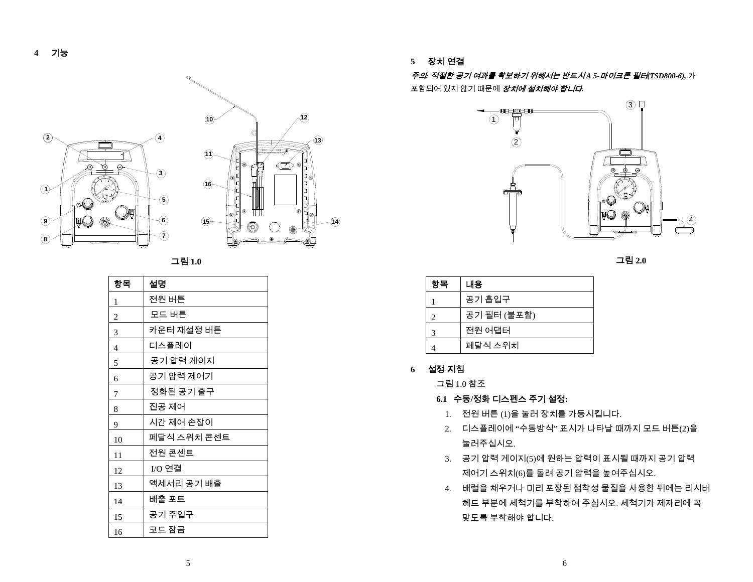## 4 기능

그림 1.0

| 항목 | 설명 |
|---|---|
| 1 | 전원 버튼 |
| 2 | 모드 버튼 |
| 3 | 카운터 재설정 버튼 |
| 4 | 디스플레이 |
| 5 | 공기 압력 게이지 |
| 6 | 공기 압력 제어기 |
| 7 | 정화된 공기 출구 |
| 8 | 진공 제어 |
| 9 | 시간 제어 손잡이 |
| 10 | 페달식 스위치 콘센트 |
| 11 | 전원 콘센트 |
| 12 | I/O 연결 |
| 13 | 액세서리 공기 배출 |
| 14 | 배출 포트 |
| 15 | 공기 주입구 |
| 16 | 코드 잠금 |

## 5 장치 연결

***주의: 적절한 공기 여과를 확보하기 위해서는 반드시 A 5-마이크론 필터(TSD800-6),*** 가 포함되어 있지 않기 때문에 ***장치에 설치해야 합니다.***

그림 2.0

| 항목 | 내용 |
|---|---|
| 1 | 공기 흡입구 |
| 2 | 공기 필터 (불포함) |
| 3 | 전원 어댑터 |
| 4 | 페달식 스위치 |

## 6 설정 지침

그림 1.0 참조

### 6.1 수동/정화 디스펜스 주기 설정:

1. 전원 버튼 (1)을 눌러 장치를 가동시킵니다.
2. 디스플레이에 "수동방식" 표시가 나타날 때까지 모드 버튼(2)을 눌러주십시오.
3. 공기 압력 게이지(5)에 원하는 압력이 표시될 때까지 공기 압력 제어기 스위치(6)를 돌려 공기 압력을 높여주십시오.
4. 배럴을 채우거나 미리 포장된 접착성 물질을 사용한 뒤에는 리시버 헤드 부분에 세척기를 부착하여 주십시오. 세척기가 제자리에 꼭 맞도록 부착해야 합니다.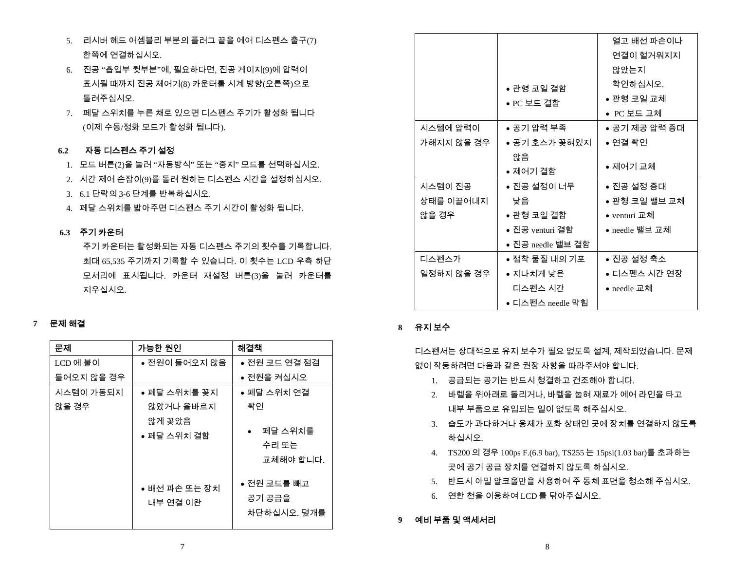5. 리시버 헤드 어셈블리 부분의 플러그 끝을 에어 디스펜스 출구(7) 한쪽에 연결하십시오.
6. 진공 "흡입부 뒷부분"에, 필요하다면, 진공 게이지(9)에 압력이 표시될 때까지 진공 제어기(8) 카운터를 시계 방향(오른쪽)으로 돌려주십시오.
7. 페달 스위치를 누른 채로 있으면 디스펜스 주기가 활성화 됩니다 (이제 수동/정화 모드가 활성화 됩니다).

### 6.2 자동 디스펜스 주기 설정

1. 모드 버튼(2)을 눌러 "자동방식" 또는 "중지" 모드를 선택하십시오.
2. 시간 제어 손잡이(9)를 돌려 원하는 디스펜스 시간을 설정하십시오.
3. 6.1 단락의 3-6 단계를 반복하십시오.
4. 페달 스위치를 밟아주면 디스펜스 주기 시간이 활성화 됩니다.

### 6.3 주기 카운터

주기 카운터는 활성화되는 자동 디스펜스 주기의 횟수를 기록합니다. 최대 65,535 주기까지 기록할 수 있습니다. 이 횟수는 LCD 우측 하단 모서리에 표시됩니다. 카운터 재설정 버튼(3)을 눌러 카운터를 지우십시오.

## 7 문제 해결

| 문제 | 가능한 원인 | 해결책 |
|---|---|---|
| LCD 에 불이 들어오지 않을 경우 | • 전원이 들어오지 않음 | • 전원 코드 연결 점검<br>• 전원을 켜십시오 |
| 시스템이 가동되지 않을 경우 | • 페달 스위치를 꽂지 않았거나 올바르지 않게 꽂았음<br>• 페달 스위치 결함<br>• 배선 파손 또는 장치 내부 연결 이완<br>• 관형 코일 결함<br>• PC 보드 결함 | • 페달 스위치 연결 확인<br>• 페달 스위치를 수리 또는 교체해야 합니다.<br>• 전원 코드를 빼고 공기 공급을 차단하십시오. 덮개를 열고 배선 파손이나 연결이 헐거워지지 않았는지 확인하십시오.<br>• 관형 코일 교체<br>• PC 보드 교체 |
| 시스템에 압력이 가해지지 않을 경우 | • 공기 압력 부족<br>• 공기 호스가 꽂혀있지 않음<br>• 제어기 결함 | • 공기 제공 압력 증대<br>• 연결 확인<br>• 제어기 교체 |
| 시스템이 진공 상태를 이끌어내지 않을 경우 | • 진공 설정이 너무 낮음<br>• 관형 코일 결함<br>• 진공 venturi 결함<br>• 진공 needle 밸브 결함 | • 진공 설정 증대<br>• 관형 코일 밸브 교체<br>• venturi 교체<br>• needle 밸브 교체 |
| 디스펜스가 일정하지 않을 경우 | • 점착 물질 내의 기포<br>• 지나치게 낮은 디스펜스 시간<br>• 디스펜스 needle 막힘 | • 진공 설정 축소<br>• 디스펜스 시간 연장<br>• needle 교체 |

## 8 유지 보수

디스펜서는 상대적으로 유지 보수가 필요 없도록 설계, 제작되었습니다. 문제 없이 작동하려면 다음과 같은 권장 사항을 따라주셔야 합니다.

1. 공급되는 공기는 반드시 청결하고 건조해야 합니다.
2. 바렐을 위아래로 돌리거나, 바렐을 눕혀 재료가 에어 라인을 타고 내부 부품으로 유입되는 일이 없도록 해주십시오.
3. 습도가 과다하거나 용제가 포화 상태인 곳에 장치를 연결하지 않도록 하십시오.
4. TS200 의 경우 100ps F.(6.9 bar), TS255 는 15psi(1.03 bar)를 초과하는 곳에 공기 공급 장치를 연결하지 않도록 하십시오.
5. 반드시 아밀 알코올만을 사용하여 주 동체 표면을 청소해 주십시오.
6. 연한 천을 이용하여 LCD 를 닦아주십시오.

## 9 예비 부품 및 액세서리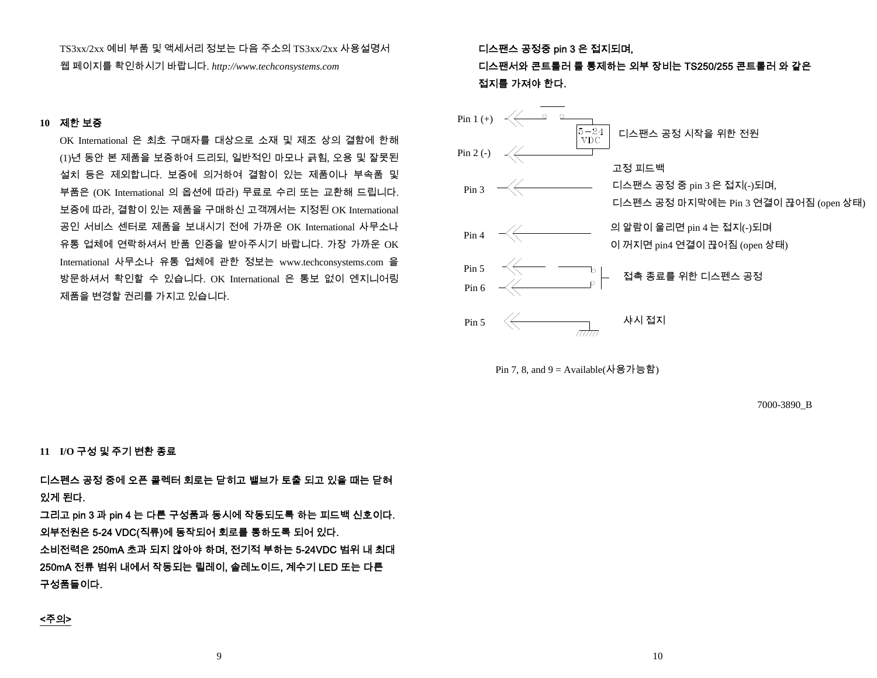TS3xx/2xx 예비 부품 및 액세서리 정보는 다음 주소의 TS3xx/2xx 사용설명서 웹 페이지를 확인하시기 바랍니다. *http://www.techconsystems.com*

## 10 제한 보증

OK International 은 최초 구매자를 대상으로 소재 및 제조 상의 결함에 한해 (1)년 동안 본 제품을 보증하여 드리되, 일반적인 마모나 긁힘, 오용 및 잘못된 설치 등은 제외합니다. 보증에 의거하여 결함이 있는 제품이나 부속품 및 부품은 (OK International 의 옵션에 따라) 무료로 수리 또는 교환해 드립니다. 보증에 따라, 결함이 있는 제품을 구매하신 고객께서는 지정된 OK International 공인 서비스 센터로 제품을 보내시기 전에 가까운 OK International 사무소나 유통 업체에 연락하셔서 반품 인증을 받아주시기 바랍니다. 가장 가까운 OK International 사무소나 유통 업체에 관한 정보는 www.techconsystems.com 을 방문하셔서 확인할 수 있습니다. OK International 은 통보 없이 엔지니어링 제품을 변경할 권리를 가지고 있습니다.

## 11 I/O 구성 및 주기 변환 종료

**디스펜스 공정 중에 오픈 콜렉터 회로는 닫히고 밸브가 토출 되고 있을 때는 닫혀 있게 된다.**

**그리고 pin 3 과 pin 4 는 다른 구성품과 동시에 작동되도록 하는 피드백 신호이다.**

**외부전원은 5-24 VDC(직류)에 동작되어 회로를 통하도록 되어 있다.**

**소비전력은 250mA 초과 되지 않아야 하며, 전기적 부하는 5-24VDC 범위 내 최대 250mA 전류 범위 내에서 작동되는 릴레이, 솔레노이드, 계수기 LED 또는 다른 구성품들이다.**

**<주의>**

**디스팬스 공정중 pin 3 은 접지되며,**

**디스팬서와 콘트롤러 를 통제하는 외부 장비는 TS250/255 콘트롤러 와 같은 접지를 가져야 한다.**

Pin 1 (+)

Pin 2 (-)

5−24 VDC

디스팬스 공정 시작을 위한 전원

Pin 3

고정 피드백

디스팬스 공정 중 pin 3 은 접지(-)되며,

디스펜스 공정 마지막에는 Pin 3 연결이 끊어짐 (open 상태)

Pin 4

의 알람이 울리면 pin 4 는 접지(-)되며

이 꺼지면 pin4 연결이 끊어짐 (open 상태)

Pin 5

Pin 6

접촉 종료를 위한 디스펜스 공정

Pin 5

샤시 접지

Pin 7, 8, and 9 = Available(사용가능함)

7000-3890_B